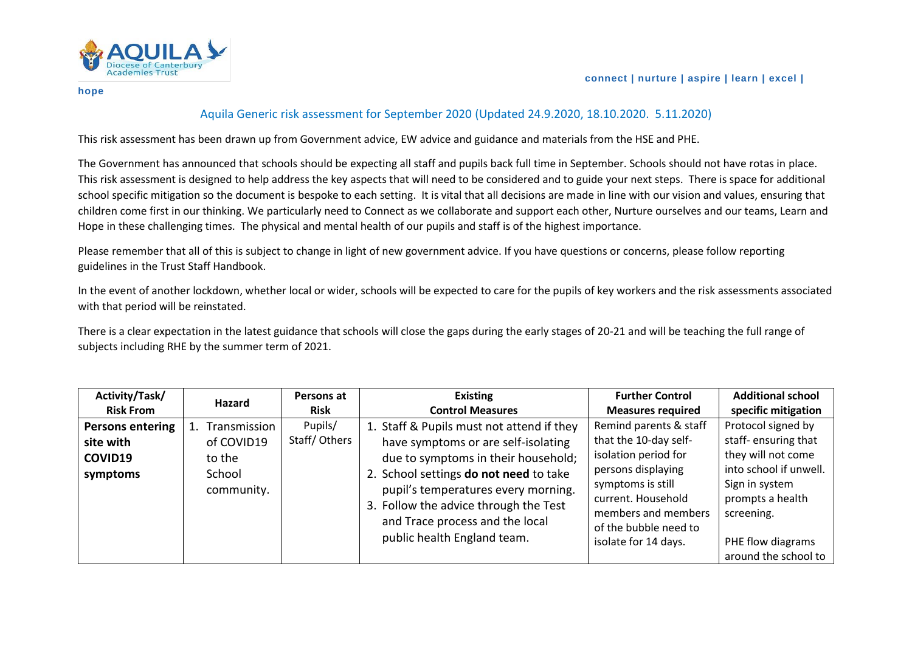**connect | nurture | aspire | learn | excel | hope**

## Aquila Generic risk assessment for September 2020 (Updated 24.9.2020, 18.10.2020. 5.11.2020)

This risk assessment has been drawn up from Government advice, EW advice and guidance and materials from the HSE and PHE.

The Government has announced that schools should be expecting all staff and pupils back full time in September. Schools should not have rotas in place. This risk assessment is designed to help address the key aspects that will need to be considered and to guide your next steps. There is space for additional school specific mitigation so the document is bespoke to each setting. It is vital that all decisions are made in line with our vision and values, ensuring that children come first in our thinking. We particularly need to Connect as we collaborate and support each other, Nurture ourselves and our teams, Learn and Hope in these challenging times. The physical and mental health of our pupils and staff is of the highest importance.

Please remember that all of this is subject to change in light of new government advice. If you have questions or concerns, please follow reporting guidelines in the Trust Staff Handbook.

In the event of another lockdown, whether local or wider, schools will be expected to care for the pupils of key workers and the risk assessments associated with that period will be reinstated.

There is a clear expectation in the latest guidance that schools will close the gaps during the early stages of 20-21 and will be teaching the full range of subjects including RHE by the summer term of 2021.

| Activity/Task/ Risk From | Hazard | Persons at Risk | Existing Control Measures | Further Control Measures required | Additional school specific mitigation |
|---|---|---|---|---|---|
| **Persons entering site with COVID19 symptoms** | 1. Transmission of COVID19 to the School community. | Pupils/ Staff/ Others | 1. Staff & Pupils must not attend if they have symptoms or are self-isolating due to symptoms in their household;<br>2. School settings **do not need** to take pupil's temperatures every morning.<br>3. Follow the advice through the Test and Trace process and the local public health England team. | Remind parents & staff that the 10-day self-isolation period for persons displaying symptoms is still current. Household members and members of the bubble need to isolate for 14 days. | Protocol signed by staff- ensuring that they will not come into school if unwell. Sign in system prompts a health screening.<br><br>PHE flow diagrams around the school to |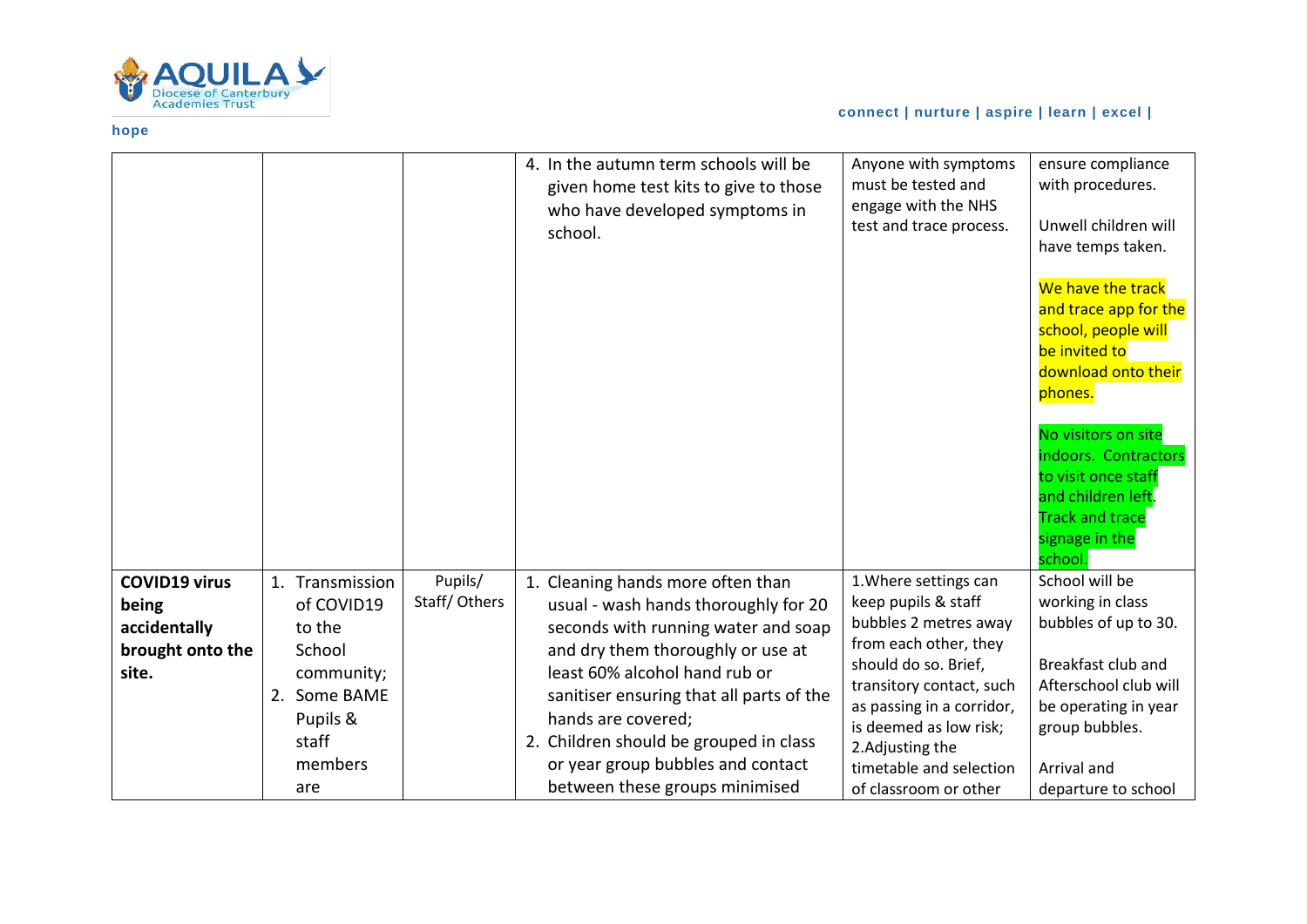| | | | | | |
|---|---|---|---|---|---|
| | | | 4. In the autumn term schools will be given home test kits to give to those who have developed symptoms in school. | Anyone with symptoms must be tested and engage with the NHS test and trace process. | ensure compliance with procedures.<br><br>Unwell children will have temps taken.<br><br>We have the track and trace app for the school, people will be invited to download onto their phones.<br><br>No visitors on site indoors. Contractors to visit once staff and children left. Track and trace signage in the school. |
| **COVID19 virus being accidentally brought onto the site.** | 1. Transmission of COVID19 to the School community;<br>2. Some BAME Pupils & staff members are | Pupils/ Staff/ Others | 1. Cleaning hands more often than usual - wash hands thoroughly for 20 seconds with running water and soap and dry them thoroughly or use at least 60% alcohol hand rub or sanitiser ensuring that all parts of the hands are covered;<br>2. Children should be grouped in class or year group bubbles and contact between these groups minimised | 1.Where settings can keep pupils & staff bubbles 2 metres away from each other, they should do so. Brief, transitory contact, such as passing in a corridor, is deemed as low risk;<br>2.Adjusting the timetable and selection of classroom or other | School will be working in class bubbles of up to 30.<br><br>Breakfast club and Afterschool club will be operating in year group bubbles.<br><br>Arrival and departure to school |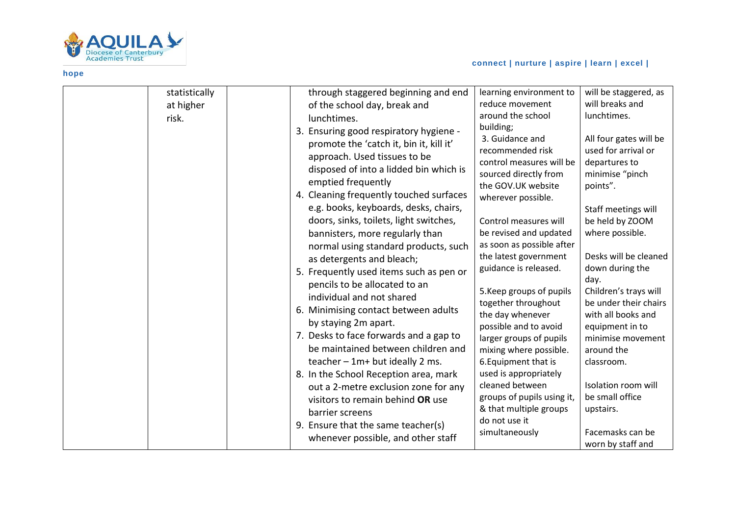| | | | | | |
|---|---|---|---|---|---|
| | statistically at higher risk. | | through staggered beginning and end of the school day, break and lunchtimes.<br>3. Ensuring good respiratory hygiene - promote the 'catch it, bin it, kill it' approach. Used tissues to be disposed of into a lidded bin which is emptied frequently<br>4. Cleaning frequently touched surfaces e.g. books, keyboards, desks, chairs, doors, sinks, toilets, light switches, bannisters, more regularly than normal using standard products, such as detergents and bleach;<br>5. Frequently used items such as pen or pencils to be allocated to an individual and not shared<br>6. Minimising contact between adults by staying 2m apart.<br>7. Desks to face forwards and a gap to be maintained between children and teacher – 1m+ but ideally 2 ms.<br>8. In the School Reception area, mark out a 2-metre exclusion zone for any visitors to remain behind **OR** use barrier screens<br>9. Ensure that the same teacher(s) whenever possible, and other staff | learning environment to reduce movement around the school building;<br>3. Guidance and recommended risk control measures will be sourced directly from the GOV.UK website wherever possible.<br><br>Control measures will be revised and updated as soon as possible after the latest government guidance is released.<br><br>5.Keep groups of pupils together throughout the day whenever possible and to avoid larger groups of pupils mixing where possible.<br>6.Equipment that is used is appropriately cleaned between groups of pupils using it, & that multiple groups do not use it simultaneously | will be staggered, as will breaks and lunchtimes.<br><br>All four gates will be used for arrival or departures to minimise "pinch points".<br><br>Staff meetings will be held by ZOOM where possible.<br><br>Desks will be cleaned down during the day.<br>Children's trays will be under their chairs with all books and equipment in to minimise movement around the classroom.<br><br>Isolation room will be small office upstairs.<br><br>Facemasks can be worn by staff and |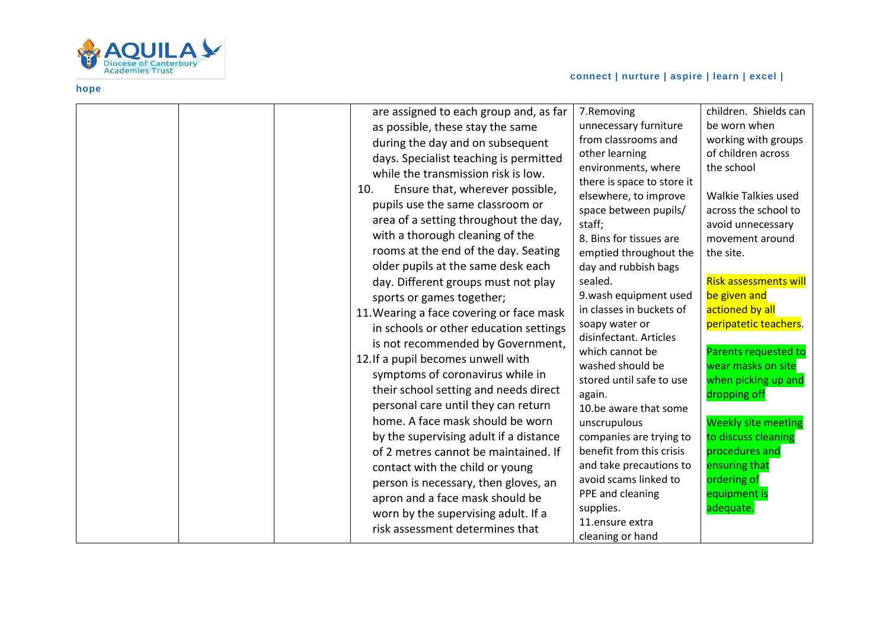| | | | are assigned to each group and, as far as possible, these stay the same during the day and on subsequent days. Specialist teaching is permitted while the transmission risk is low.<br>10. Ensure that, wherever possible, pupils use the same classroom or area of a setting throughout the day, with a thorough cleaning of the rooms at the end of the day. Seating older pupils at the same desk each day. Different groups must not play sports or games together;<br>11. Wearing a face covering or face mask in schools or other education settings is not recommended by Government,<br>12. If a pupil becomes unwell with symptoms of coronavirus while in their school setting and needs direct personal care until they can return home. A face mask should be worn by the supervising adult if a distance of 2 metres cannot be maintained. If contact with the child or young person is necessary, then gloves, an apron and a face mask should be worn by the supervising adult. If a risk assessment determines that | 7.Removing unnecessary furniture from classrooms and other learning environments, where there is space to store it elsewhere, to improve space between pupils/ staff;<br>8. Bins for tissues are emptied throughout the day and rubbish bags sealed.<br>9.wash equipment used in classes in buckets of soapy water or disinfectant. Articles which cannot be washed should be stored until safe to use again.<br>10.be aware that some unscrupulous companies are trying to benefit from this crisis and take precautions to avoid scams linked to PPE and cleaning supplies.<br>11.ensure extra cleaning or hand | children. Shields can be worn when working with groups of children across the school<br><br>Walkie Talkies used across the school to avoid unnecessary movement around the site.<br><br>Risk assessments will be given and actioned by all peripatetic teachers.<br><br>Parents requested to wear masks on site when picking up and dropping off<br><br>Weekly site meeting to discuss cleaning procedures and ensuring that ordering of equipment is adequate. |
|---|---|---|---|---|---|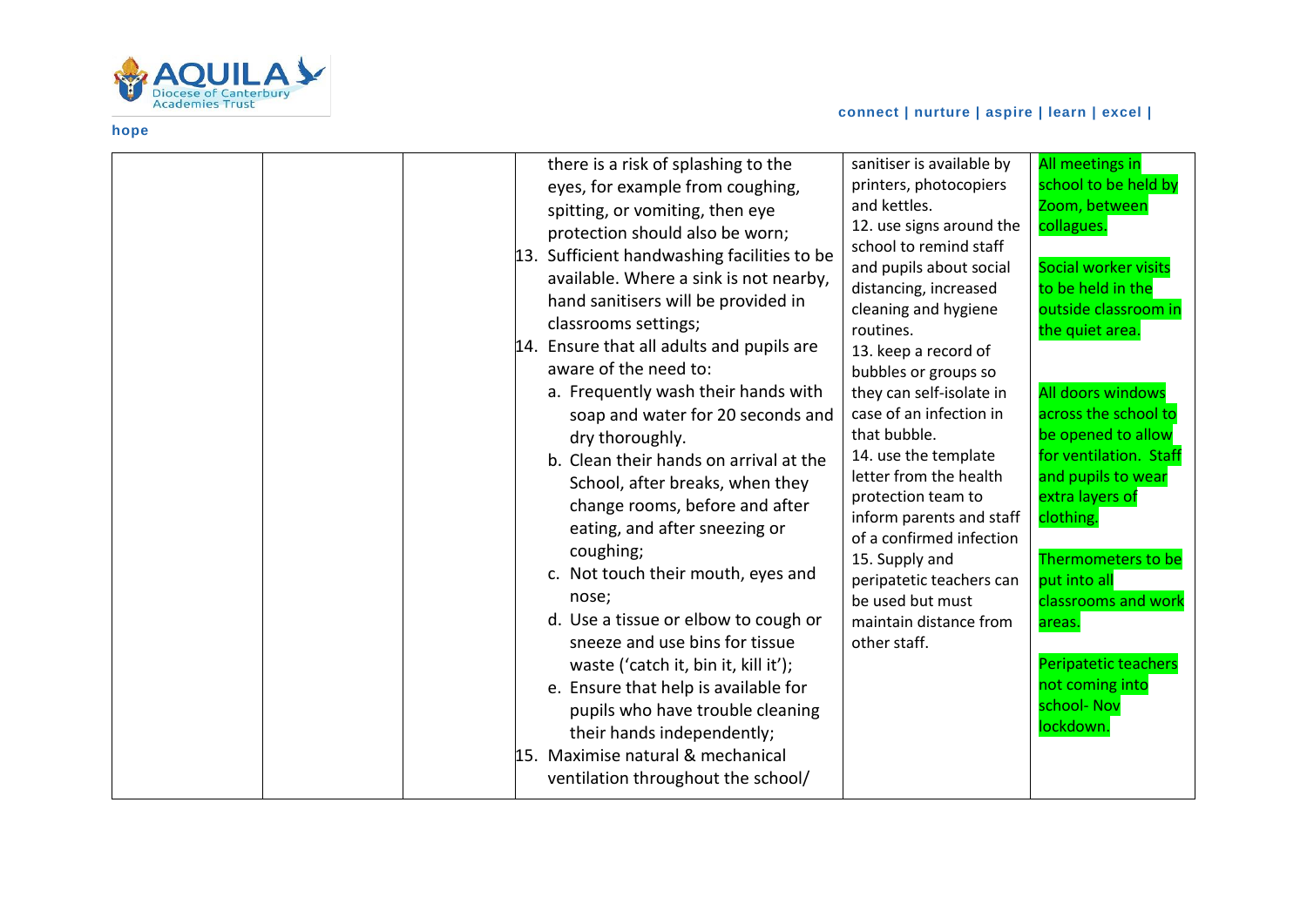| | | | | | |
|---|---|---|---|---|---|
| | | | there is a risk of splashing to the eyes, for example from coughing, spitting, or vomiting, then eye protection should also be worn;<br>13. Sufficient handwashing facilities to be available. Where a sink is not nearby, hand sanitisers will be provided in classrooms settings;<br>14. Ensure that all adults and pupils are aware of the need to:<br>a. Frequently wash their hands with soap and water for 20 seconds and dry thoroughly.<br>b. Clean their hands on arrival at the School, after breaks, when they change rooms, before and after eating, and after sneezing or coughing;<br>c. Not touch their mouth, eyes and nose;<br>d. Use a tissue or elbow to cough or sneeze and use bins for tissue waste ('catch it, bin it, kill it');<br>e. Ensure that help is available for pupils who have trouble cleaning their hands independently;<br>15. Maximise natural & mechanical ventilation throughout the school/ | sanitiser is available by printers, photocopiers and kettles.<br>12. use signs around the school to remind staff and pupils about social distancing, increased cleaning and hygiene routines.<br>13. keep a record of bubbles or groups so they can self-isolate in case of an infection in that bubble.<br>14. use the template letter from the health protection team to inform parents and staff of a confirmed infection<br>15. Supply and peripatetic teachers can be used but must maintain distance from other staff. | All meetings in school to be held by Zoom, between collagues.<br><br>Social worker visits to be held in the outside classroom in the quiet area.<br><br>All doors windows across the school to be opened to allow for ventilation. Staff and pupils to wear extra layers of clothing.<br><br>Thermometers to be put into all classrooms and work areas.<br><br>Peripatetic teachers not coming into school- Nov lockdown. |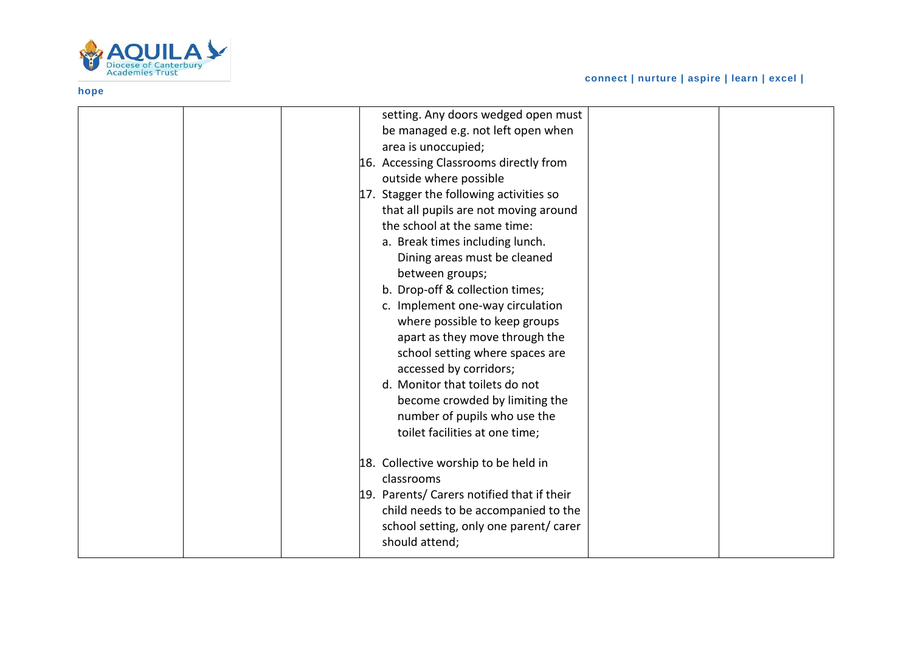| | | | | | |
|---|---|---|---|---|---|
| | | | setting. Any doors wedged open must be managed e.g. not left open when area is unoccupied;<br>16. Accessing Classrooms directly from outside where possible<br>17. Stagger the following activities so that all pupils are not moving around the school at the same time:<br>a. Break times including lunch. Dining areas must be cleaned between groups;<br>b. Drop-off & collection times;<br>c. Implement one-way circulation where possible to keep groups apart as they move through the school setting where spaces are accessed by corridors;<br>d. Monitor that toilets do not become crowded by limiting the number of pupils who use the toilet facilities at one time;<br>18. Collective worship to be held in classrooms<br>19. Parents/ Carers notified that if their child needs to be accompanied to the school setting, only one parent/ carer should attend; | | |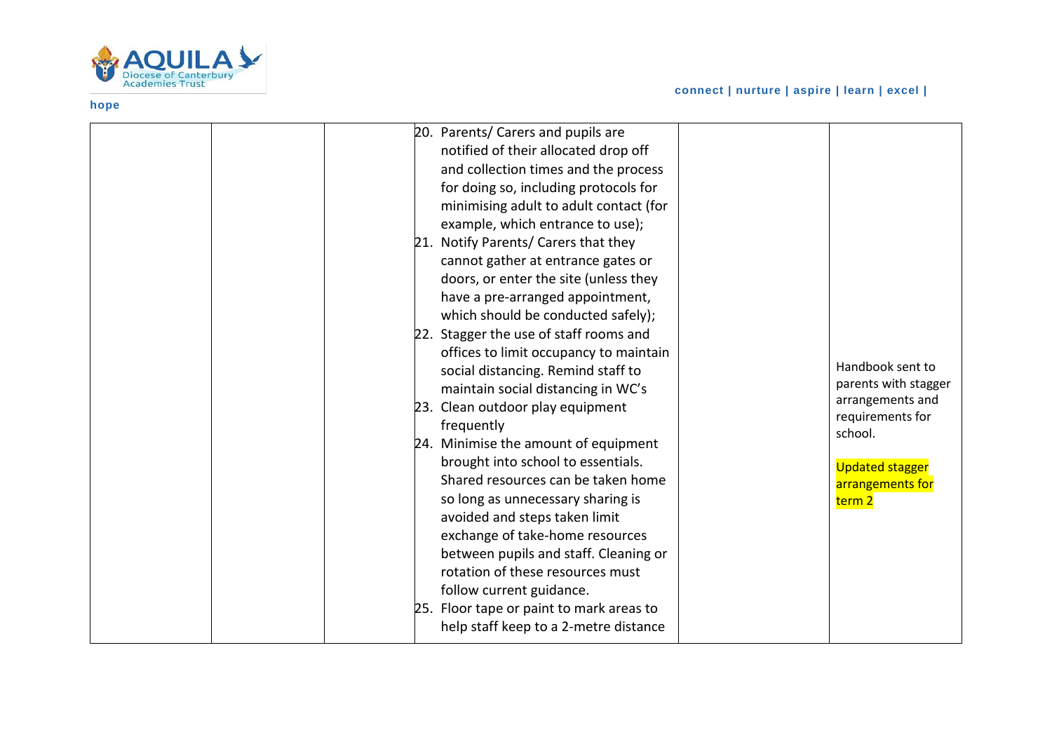| | | | | | |
|---|---|---|---|---|---|
| | | | 20. Parents/ Carers and pupils are notified of their allocated drop off and collection times and the process for doing so, including protocols for minimising adult to adult contact (for example, which entrance to use);<br>21. Notify Parents/ Carers that they cannot gather at entrance gates or doors, or enter the site (unless they have a pre-arranged appointment, which should be conducted safely);<br>22. Stagger the use of staff rooms and offices to limit occupancy to maintain social distancing. Remind staff to maintain social distancing in WC's<br>23. Clean outdoor play equipment frequently<br>24. Minimise the amount of equipment brought into school to essentials. Shared resources can be taken home so long as unnecessary sharing is avoided and steps taken limit exchange of take-home resources between pupils and staff. Cleaning or rotation of these resources must follow current guidance.<br>25. Floor tape or paint to mark areas to help staff keep to a 2-metre distance | | Handbook sent to parents with stagger arrangements and requirements for school.<br><br>Updated stagger arrangements for term 2 |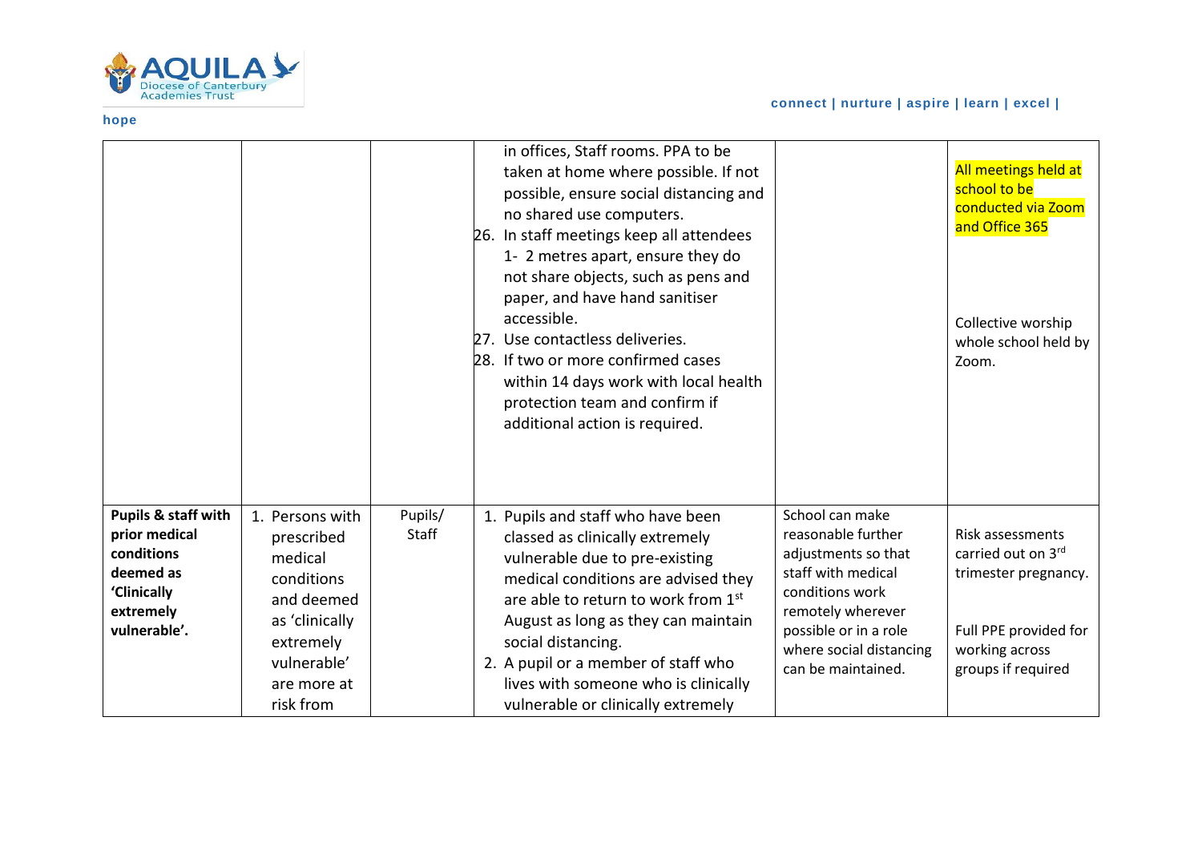| | | | | | |
|---|---|---|---|---|---|
| | | | in offices, Staff rooms. PPA to be taken at home where possible. If not possible, ensure social distancing and no shared use computers.<br>26. In staff meetings keep all attendees 1- 2 metres apart, ensure they do not share objects, such as pens and paper, and have hand sanitiser accessible.<br>27. Use contactless deliveries.<br>28. If two or more confirmed cases within 14 days work with local health protection team and confirm if additional action is required. | | All meetings held at school to be conducted via Zoom and Office 365<br><br>Collective worship whole school held by Zoom. |
| **Pupils & staff with prior medical conditions deemed as 'Clinically extremely vulnerable'.** | 1. Persons with prescribed medical conditions and deemed as 'clinically extremely vulnerable' are more at risk from | Pupils/ Staff | 1. Pupils and staff who have been classed as clinically extremely vulnerable due to pre-existing medical conditions are advised they are able to return to work from 1st August as long as they can maintain social distancing.<br>2. A pupil or a member of staff who lives with someone who is clinically vulnerable or clinically extremely | School can make reasonable further adjustments so that staff with medical conditions work remotely wherever possible or in a role where social distancing can be maintained. | Risk assessments carried out on 3rd trimester pregnancy.<br><br>Full PPE provided for working across groups if required |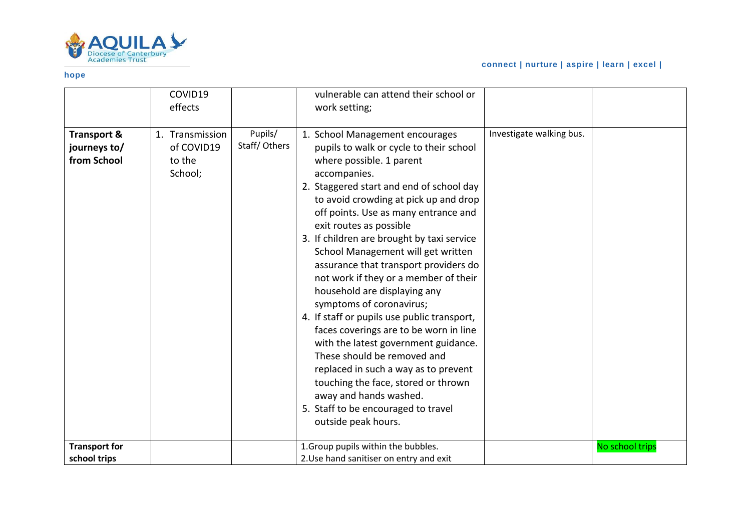| | COVID19 effects | | vulnerable can attend their school or work setting; | | |
|---|---|---|---|---|---|
| **Transport & journeys to/ from School** | 1. Transmission of COVID19 to the School; | Pupils/ Staff/ Others | 1. School Management encourages pupils to walk or cycle to their school where possible. 1 parent accompanies.<br>2. Staggered start and end of school day to avoid crowding at pick up and drop off points. Use as many entrance and exit routes as possible<br>3. If children are brought by taxi service School Management will get written assurance that transport providers do not work if they or a member of their household are displaying any symptoms of coronavirus;<br>4. If staff or pupils use public transport, faces coverings are to be worn in line with the latest government guidance. These should be removed and replaced in such a way as to prevent touching the face, stored or thrown away and hands washed.<br>5. Staff to be encouraged to travel outside peak hours. | Investigate walking bus. | |
| **Transport for school trips** | | | 1.Group pupils within the bubbles.<br>2.Use hand sanitiser on entry and exit | | No school trips |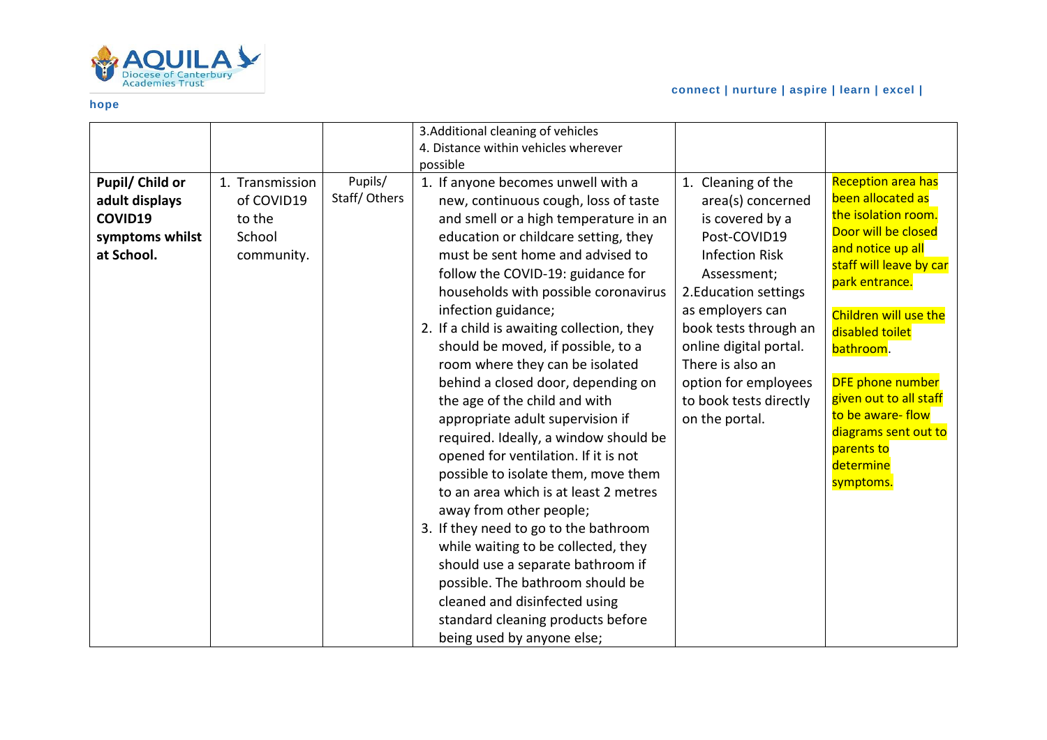| | | | | | |
|---|---|---|---|---|---|
| | | | 3.Additional cleaning of vehicles<br>4. Distance within vehicles wherever possible | | |
| **Pupil/ Child or adult displays COVID19 symptoms whilst at School.** | 1. Transmission of COVID19 to the School community. | Pupils/ Staff/ Others | 1. If anyone becomes unwell with a new, continuous cough, loss of taste and smell or a high temperature in an education or childcare setting, they must be sent home and advised to follow the COVID-19: guidance for households with possible coronavirus infection guidance;<br>2. If a child is awaiting collection, they should be moved, if possible, to a room where they can be isolated behind a closed door, depending on the age of the child and with appropriate adult supervision if required. Ideally, a window should be opened for ventilation. If it is not possible to isolate them, move them to an area which is at least 2 metres away from other people;<br>3. If they need to go to the bathroom while waiting to be collected, they should use a separate bathroom if possible. The bathroom should be cleaned and disinfected using standard cleaning products before being used by anyone else; | 1. Cleaning of the area(s) concerned is covered by a Post-COVID19 Infection Risk Assessment;<br>2.Education settings as employers can book tests through an online digital portal. There is also an option for employees to book tests directly on the portal. | Reception area has been allocated as the isolation room. Door will be closed and notice up all staff will leave by car park entrance.<br><br>Children will use the disabled toilet bathroom.<br><br>DFE phone number given out to all staff to be aware- flow diagrams sent out to parents to determine symptoms. |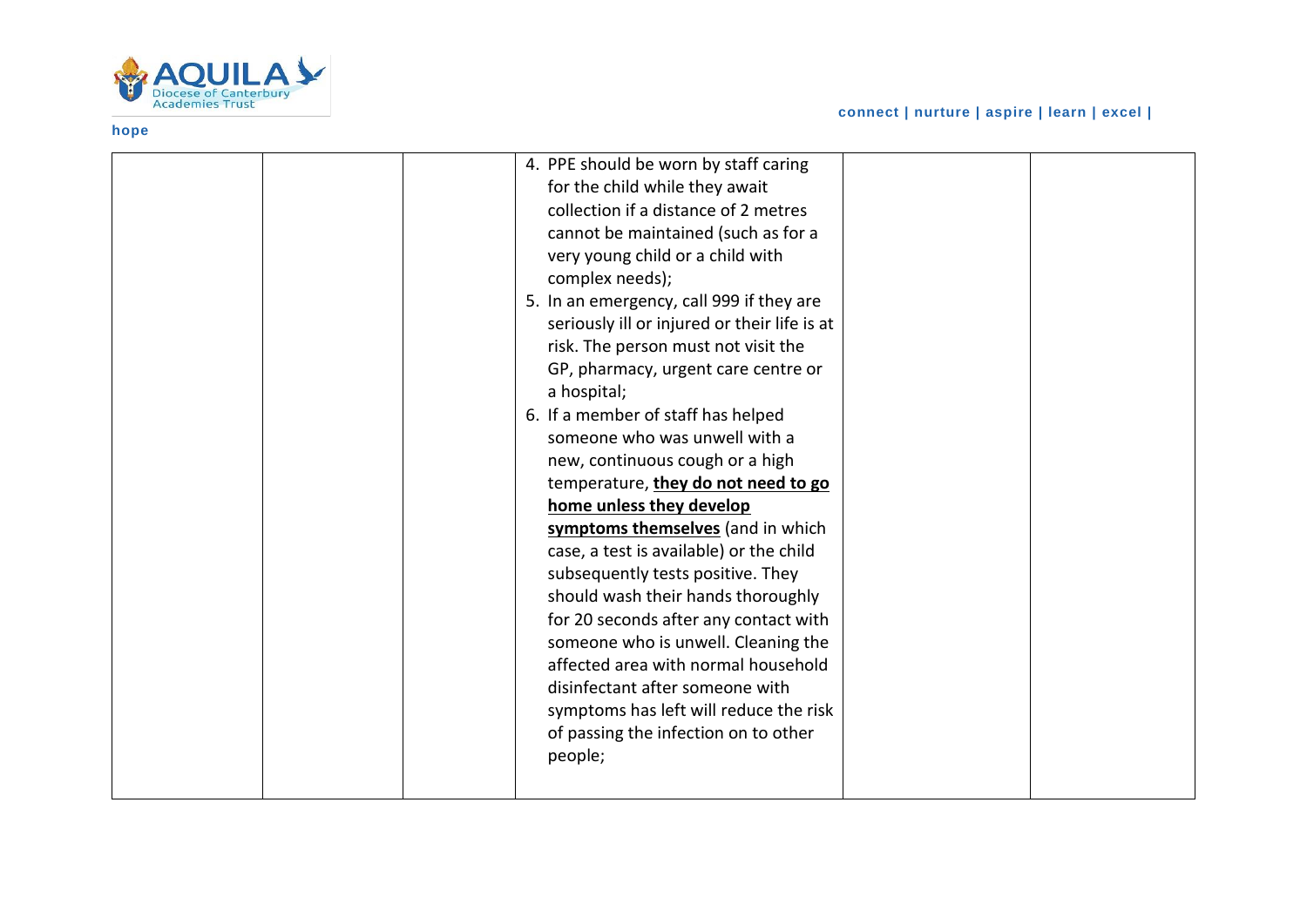|  |  |  | 4. PPE should be worn by staff caring for the child while they await collection if a distance of 2 metres cannot be maintained (such as for a very young child or a child with complex needs);<br>5. In an emergency, call 999 if they are seriously ill or injured or their life is at risk. The person must not visit the GP, pharmacy, urgent care centre or a hospital;<br>6. If a member of staff has helped someone who was unwell with a new, continuous cough or a high temperature, **they do not need to go home unless they develop symptoms themselves** (and in which case, a test is available) or the child subsequently tests positive. They should wash their hands thoroughly for 20 seconds after any contact with someone who is unwell. Cleaning the affected area with normal household disinfectant after someone with symptoms has left will reduce the risk of passing the infection on to other people; |  |  |
|---|---|---|---|---|---|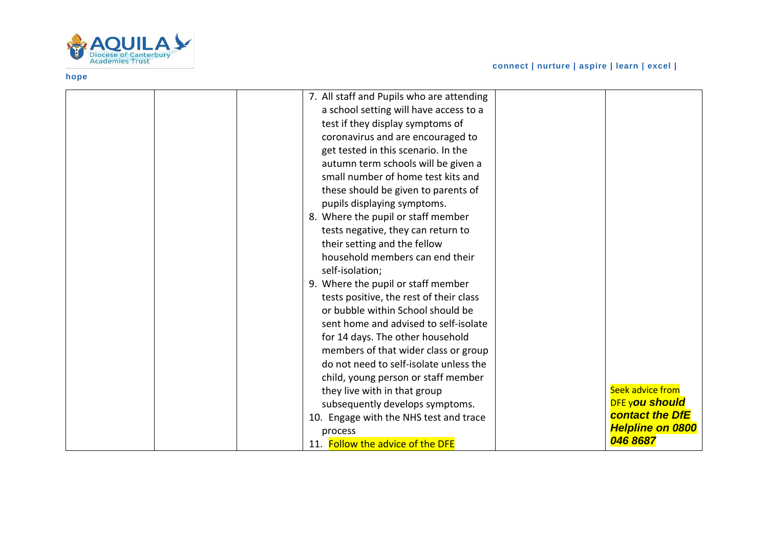| | | | | | |
|---|---|---|---|---|---|
| | | | 7. All staff and Pupils who are attending a school setting will have access to a test if they display symptoms of coronavirus and are encouraged to get tested in this scenario. In the autumn term schools will be given a small number of home test kits and these should be given to parents of pupils displaying symptoms.<br>8. Where the pupil or staff member tests negative, they can return to their setting and the fellow household members can end their self-isolation;<br>9. Where the pupil or staff member tests positive, the rest of their class or bubble within School should be sent home and advised to self-isolate for 14 days. The other household members of that wider class or group do not need to self-isolate unless the child, young person or staff member they live with in that group subsequently develops symptoms.<br>10. Engage with the NHS test and trace process<br>11. Follow the advice of the DFE | | Seek advice from DFE y***ou should contact the DfE Helpline on 0800 046 8687*** |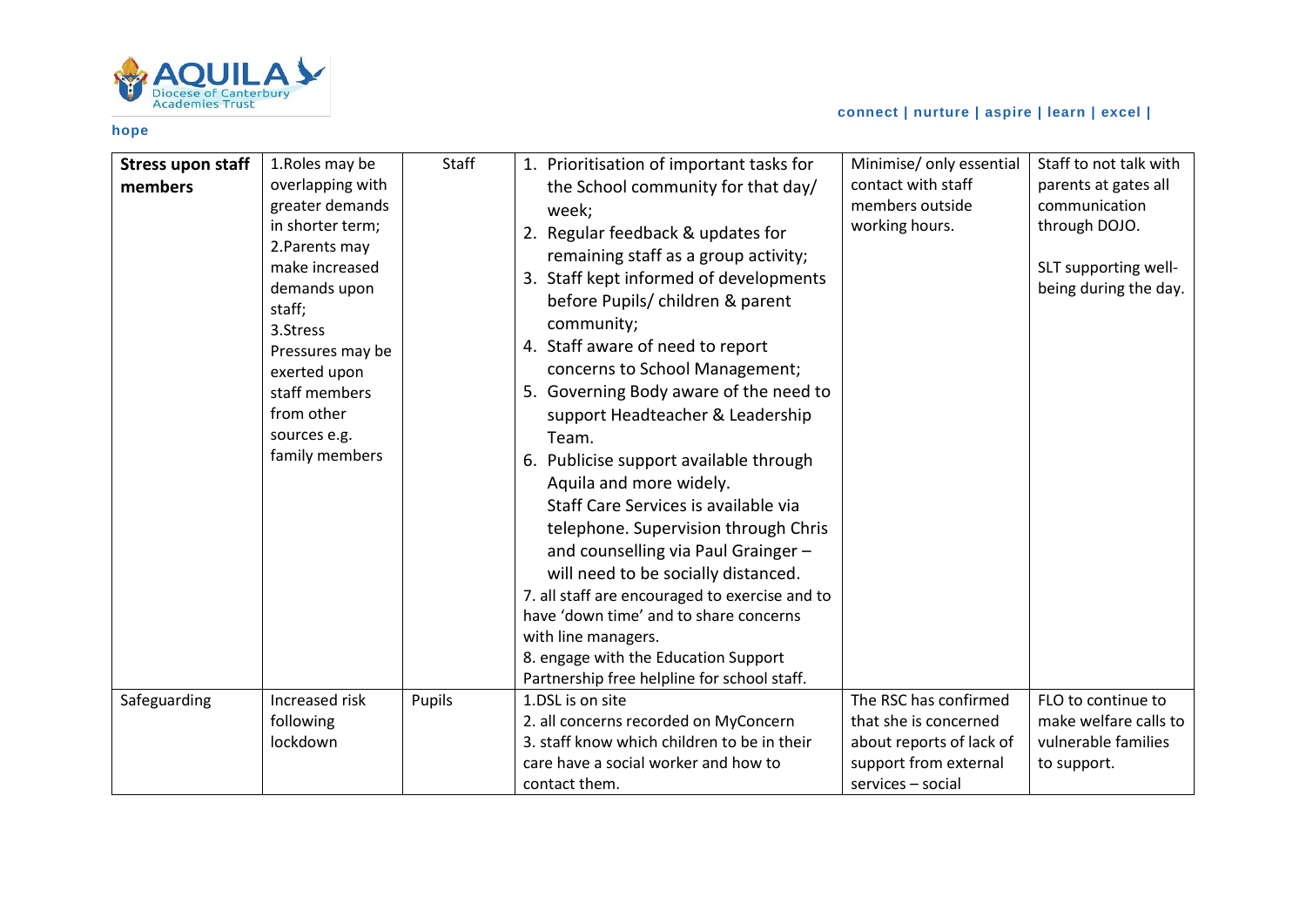| **Stress upon staff members** | 1.Roles may be overlapping with greater demands in shorter term;<br>2.Parents may make increased demands upon staff;<br>3.Stress Pressures may be exerted upon staff members from other sources e.g. family members | Staff | 1. Prioritisation of important tasks for the School community for that day/ week;<br>2. Regular feedback & updates for remaining staff as a group activity;<br>3. Staff kept informed of developments before Pupils/ children & parent community;<br>4. Staff aware of need to report concerns to School Management;<br>5. Governing Body aware of the need to support Headteacher & Leadership Team.<br>6. Publicise support available through Aquila and more widely. Staff Care Services is available via telephone. Supervision through Chris and counselling via Paul Grainger – will need to be socially distanced.<br>7. all staff are encouraged to exercise and to have 'down time' and to share concerns with line managers.<br>8. engage with the Education Support Partnership free helpline for school staff. | Minimise/ only essential contact with staff members outside working hours. | Staff to not talk with parents at gates all communication through DOJO.<br><br>SLT supporting well-being during the day. |
|---|---|---|---|---|---|
| Safeguarding | Increased risk following lockdown | Pupils | 1.DSL is on site<br>2. all concerns recorded on MyConcern<br>3. staff know which children to be in their care have a social worker and how to contact them. | The RSC has confirmed that she is concerned about reports of lack of support from external services – social | FLO to continue to make welfare calls to vulnerable families to support. |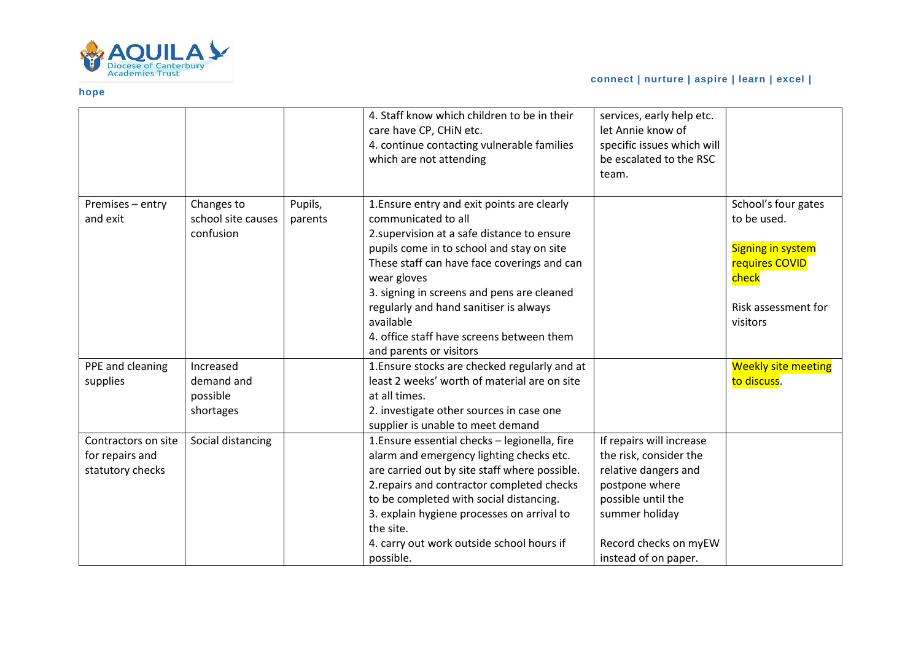| | | | 4. Staff know which children to be in their care have CP, CHiN etc.<br>4. continue contacting vulnerable families which are not attending | services, early help etc. let Annie know of specific issues which will be escalated to the RSC team. | |
|---|---|---|---|---|---|
| Premises – entry and exit | Changes to school site causes confusion | Pupils, parents | 1.Ensure entry and exit points are clearly communicated to all<br>2.supervision at a safe distance to ensure pupils come in to school and stay on site These staff can have face coverings and can wear gloves<br>3. signing in screens and pens are cleaned regularly and hand sanitiser is always available<br>4. office staff have screens between them and parents or visitors | | School's four gates to be used.<br><br>Signing in system requires COVID check<br><br>Risk assessment for visitors |
| PPE and cleaning supplies | Increased demand and possible shortages | | 1.Ensure stocks are checked regularly and at least 2 weeks' worth of material are on site at all times.<br>2. investigate other sources in case one supplier is unable to meet demand | | Weekly site meeting to discuss. |
| Contractors on site for repairs and statutory checks | Social distancing | | 1.Ensure essential checks – legionella, fire alarm and emergency lighting checks etc. are carried out by site staff where possible.<br>2.repairs and contractor completed checks to be completed with social distancing.<br>3. explain hygiene processes on arrival to the site.<br>4. carry out work outside school hours if possible. | If repairs will increase the risk, consider the relative dangers and postpone where possible until the summer holiday<br><br>Record checks on myEW instead of on paper. | |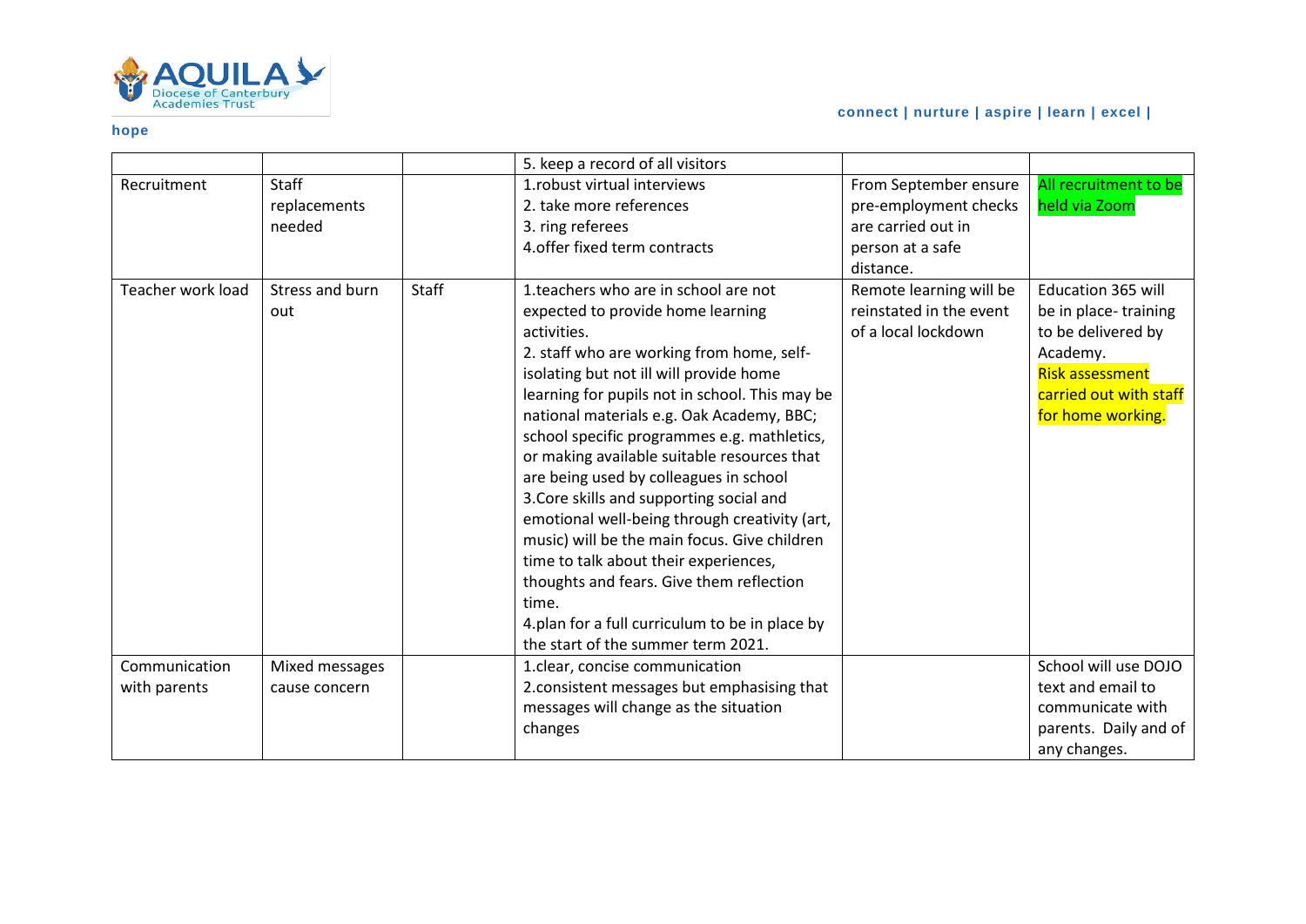| | | | 5. keep a record of all visitors | | |
|---|---|---|---|---|---|
| Recruitment | Staff replacements needed | | 1.robust virtual interviews<br>2. take more references<br>3. ring referees<br>4.offer fixed term contracts | From September ensure pre-employment checks are carried out in person at a safe distance. | All recruitment to be held via Zoom |
| Teacher work load | Stress and burn out | Staff | 1.teachers who are in school are not expected to provide home learning activities.<br>2. staff who are working from home, self-isolating but not ill will provide home learning for pupils not in school. This may be national materials e.g. Oak Academy, BBC; school specific programmes e.g. mathletics, or making available suitable resources that are being used by colleagues in school<br>3.Core skills and supporting social and emotional well-being through creativity (art, music) will be the main focus. Give children time to talk about their experiences, thoughts and fears. Give them reflection time.<br>4.plan for a full curriculum to be in place by the start of the summer term 2021. | Remote learning will be reinstated in the event of a local lockdown | Education 365 will be in place- training to be delivered by Academy.<br>Risk assessment carried out with staff for home working. |
| Communication with parents | Mixed messages cause concern | | 1.clear, concise communication<br>2.consistent messages but emphasising that messages will change as the situation changes | | School will use DOJO text and email to communicate with parents. Daily and of any changes. |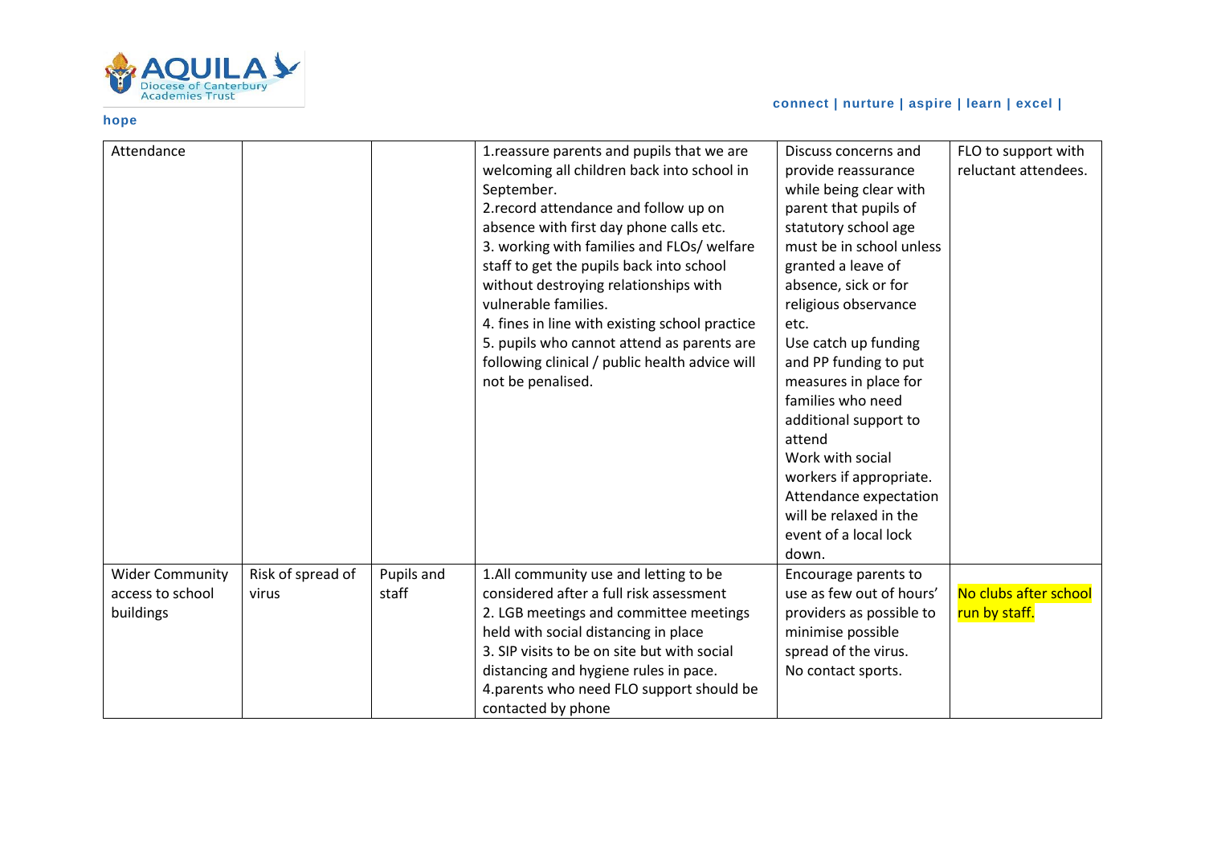| Attendance | | | 1.reassure parents and pupils that we are welcoming all children back into school in September.<br>2.record attendance and follow up on absence with first day phone calls etc.<br>3. working with families and FLOs/ welfare staff to get the pupils back into school without destroying relationships with vulnerable families.<br>4. fines in line with existing school practice<br>5. pupils who cannot attend as parents are following clinical / public health advice will not be penalised. | Discuss concerns and provide reassurance while being clear with parent that pupils of statutory school age must be in school unless granted a leave of absence, sick or for religious observance etc.<br>Use catch up funding and PP funding to put measures in place for families who need additional support to attend<br>Work with social workers if appropriate.<br>Attendance expectation will be relaxed in the event of a local lock down. | FLO to support with reluctant attendees. |
|---|---|---|---|---|---|
| Wider Community access to school buildings | Risk of spread of virus | Pupils and staff | 1.All community use and letting to be considered after a full risk assessment<br>2. LGB meetings and committee meetings held with social distancing in place<br>3. SIP visits to be on site but with social distancing and hygiene rules in pace.<br>4.parents who need FLO support should be contacted by phone | Encourage parents to use as few out of hours' providers as possible to minimise possible spread of the virus.<br>No contact sports. | No clubs after school run by staff. |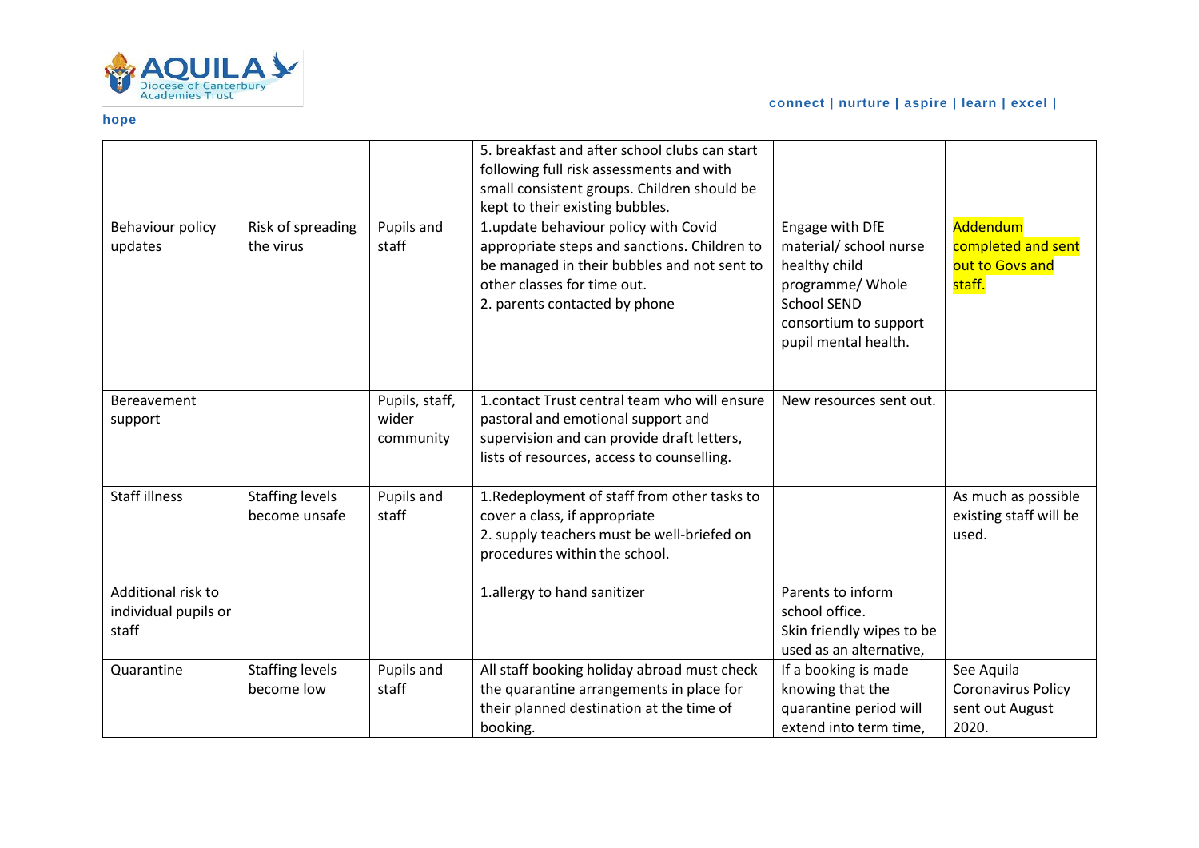| | | | 5. breakfast and after school clubs can start following full risk assessments and with small consistent groups. Children should be kept to their existing bubbles. | | |
|---|---|---|---|---|---|
| Behaviour policy updates | Risk of spreading the virus | Pupils and staff | 1.update behaviour policy with Covid appropriate steps and sanctions. Children to be managed in their bubbles and not sent to other classes for time out.<br>2. parents contacted by phone | Engage with DfE material/ school nurse healthy child programme/ Whole School SEND consortium to support pupil mental health. | Addendum completed and sent out to Govs and staff. |
| Bereavement support | | Pupils, staff, wider community | 1.contact Trust central team who will ensure pastoral and emotional support and supervision and can provide draft letters, lists of resources, access to counselling. | New resources sent out. | |
| Staff illness | Staffing levels become unsafe | Pupils and staff | 1.Redeployment of staff from other tasks to cover a class, if appropriate<br>2. supply teachers must be well-briefed on procedures within the school. | | As much as possible existing staff will be used. |
| Additional risk to individual pupils or staff | | | 1.allergy to hand sanitizer | Parents to inform school office.<br>Skin friendly wipes to be used as an alternative, | |
| Quarantine | Staffing levels become low | Pupils and staff | All staff booking holiday abroad must check the quarantine arrangements in place for their planned destination at the time of booking. | If a booking is made knowing that the quarantine period will extend into term time, | See Aquila Coronavirus Policy sent out August 2020. |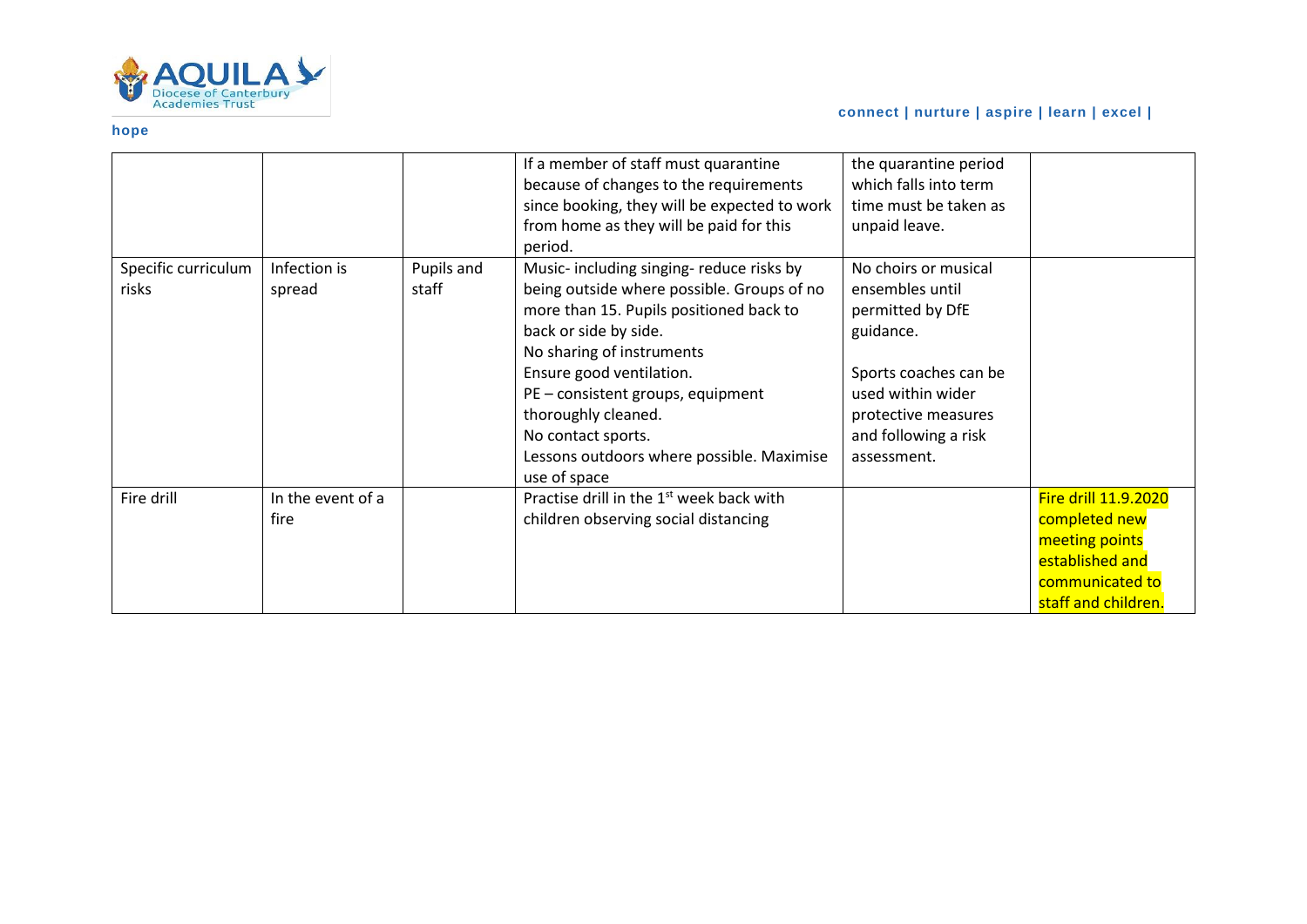| | | | | | |
|---|---|---|---|---|---|
| | | | If a member of staff must quarantine because of changes to the requirements since booking, they will be expected to work from home as they will be paid for this period. | the quarantine period which falls into term time must be taken as unpaid leave. | |
| Specific curriculum risks | Infection is spread | Pupils and staff | Music- including singing- reduce risks by being outside where possible. Groups of no more than 15. Pupils positioned back to back or side by side.<br>No sharing of instruments<br>Ensure good ventilation.<br>PE – consistent groups, equipment thoroughly cleaned.<br>No contact sports.<br>Lessons outdoors where possible. Maximise use of space | No choirs or musical ensembles until permitted by DfE guidance.<br><br>Sports coaches can be used within wider protective measures and following a risk assessment. | |
| Fire drill | In the event of a fire | | Practise drill in the 1st week back with children observing social distancing | | Fire drill 11.9.2020 completed new meeting points established and communicated to staff and children. |